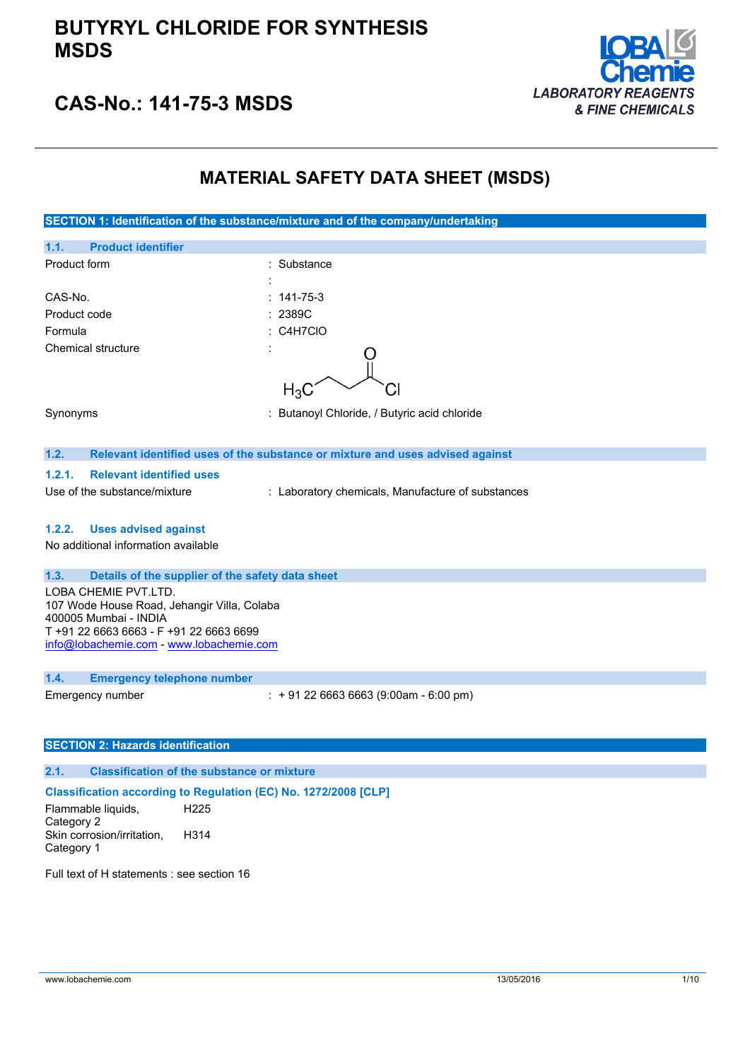# BUTYRYL CHLORIDE FOR SYNTHESIS MSDS

## CAS-No.: 141-75-3 MSDS

LOBA Chemie
LABORATORY REAGENTS & FINE CHEMICALS

# MATERIAL SAFETY DATA SHEET (MSDS)

## SECTION 1: Identification of the substance/mixture and of the company/undertaking

### 1.1. Product identifier

| | |
|---|---|
| Product form | : Substance |
| | : |
| CAS-No. | : 141-75-3 |
| Product code | : 2389C |
| Formula | : C4H7ClO |
| Chemical structure | : $H_3C$–$CH_2$–$CH_2$–C(=O)–Cl |
| Synonyms | : Butanoyl Chloride, / Butyric acid chloride |

### 1.2. Relevant identified uses of the substance or mixture and uses advised against

#### 1.2.1. Relevant identified uses

Use of the substance/mixture : Laboratory chemicals, Manufacture of substances

#### 1.2.2. Uses advised against

No additional information available

### 1.3. Details of the supplier of the safety data sheet

LOBA CHEMIE PVT.LTD.
107 Wode House Road, Jehangir Villa, Colaba
400005 Mumbai - INDIA
T +91 22 6663 6663 - F +91 22 6663 6699
info@lobachemie.com - www.lobachemie.com

### 1.4. Emergency telephone number

Emergency number : + 91 22 6663 6663 (9:00am - 6:00 pm)

## SECTION 2: Hazards identification

### 2.1. Classification of the substance or mixture

**Classification according to Regulation (EC) No. 1272/2008 [CLP]**

| | |
|---|---|
| Flammable liquids, Category 2 | H225 |
| Skin corrosion/irritation, Category 1 | H314 |

Full text of H statements : see section 16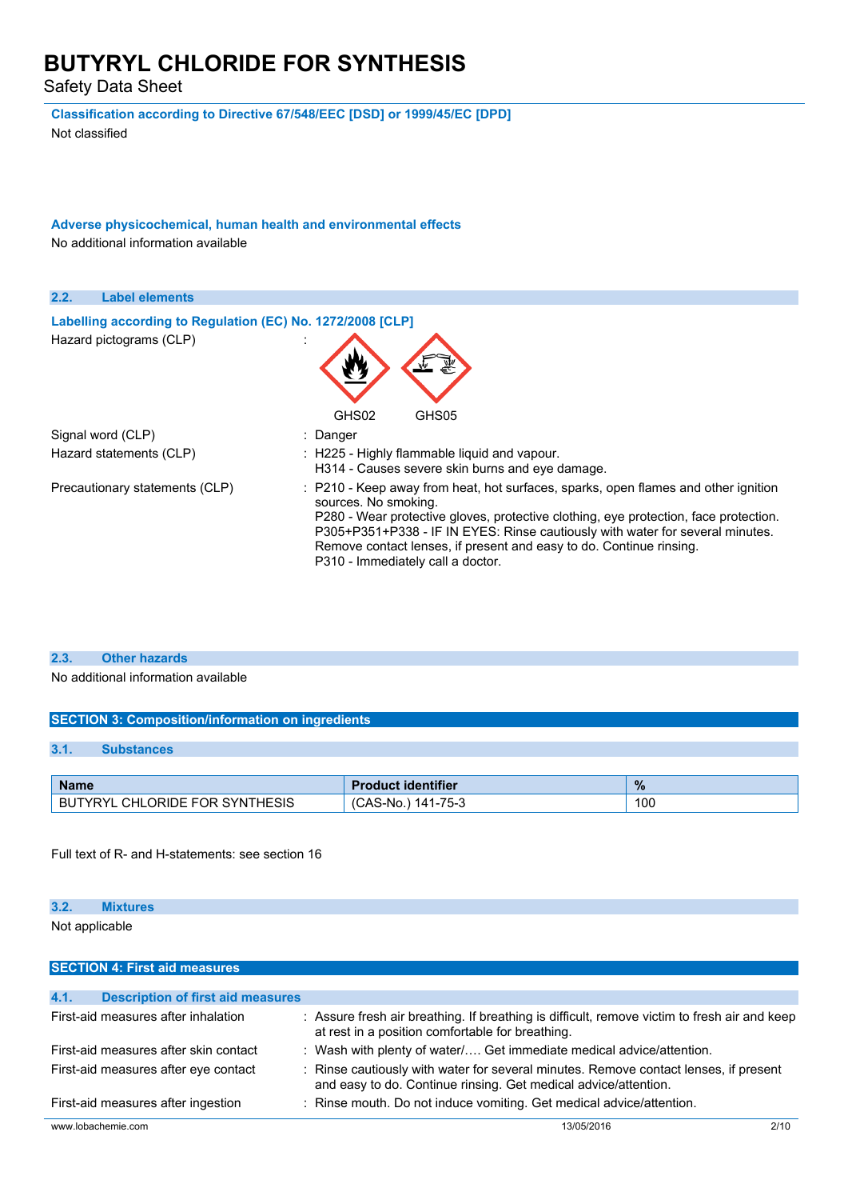# BUTYRYL CHLORIDE FOR SYNTHESIS

Safety Data Sheet

**Classification according to Directive 67/548/EEC [DSD] or 1999/45/EC [DPD]**

Not classified

**Adverse physicochemical, human health and environmental effects**

No additional information available

## 2.2. Label elements

**Labelling according to Regulation (EC) No. 1272/2008 [CLP]**

| | |
|---|---|
| Hazard pictograms (CLP) | : GHS02 GHS05 |
| Signal word (CLP) | : Danger |
| Hazard statements (CLP) | : H225 - Highly flammable liquid and vapour.<br>H314 - Causes severe skin burns and eye damage. |
| Precautionary statements (CLP) | : P210 - Keep away from heat, hot surfaces, sparks, open flames and other ignition sources. No smoking.<br>P280 - Wear protective gloves, protective clothing, eye protection, face protection.<br>P305+P351+P338 - IF IN EYES: Rinse cautiously with water for several minutes. Remove contact lenses, if present and easy to do. Continue rinsing.<br>P310 - Immediately call a doctor. |

## 2.3. Other hazards

No additional information available

## SECTION 3: Composition/information on ingredients

### 3.1. Substances

| Name | Product identifier | % |
|---|---|---|
| BUTYRYL CHLORIDE FOR SYNTHESIS | (CAS-No.) 141-75-3 | 100 |

Full text of R- and H-statements: see section 16

### 3.2. Mixtures

Not applicable

## SECTION 4: First aid measures

### 4.1. Description of first aid measures

| | |
|---|---|
| First-aid measures after inhalation | : Assure fresh air breathing. If breathing is difficult, remove victim to fresh air and keep at rest in a position comfortable for breathing. |
| First-aid measures after skin contact | : Wash with plenty of water/…. Get immediate medical advice/attention. |
| First-aid measures after eye contact | : Rinse cautiously with water for several minutes. Remove contact lenses, if present and easy to do. Continue rinsing. Get medical advice/attention. |
| First-aid measures after ingestion | : Rinse mouth. Do not induce vomiting. Get medical advice/attention. |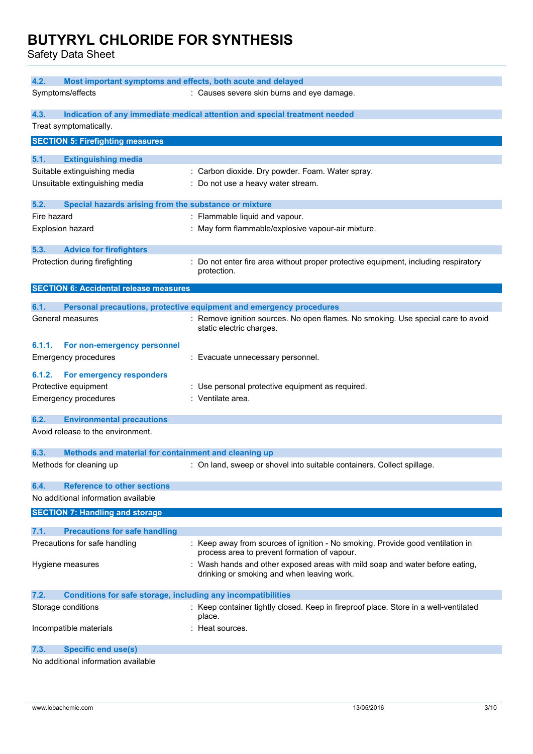### 4.2. Most important symptoms and effects, both acute and delayed

Symptoms/effects : Causes severe skin burns and eye damage.

### 4.3. Indication of any immediate medical attention and special treatment needed

Treat symptomatically.

## SECTION 5: Firefighting measures

### 5.1. Extinguishing media

Suitable extinguishing media : Carbon dioxide. Dry powder. Foam. Water spray.

Unsuitable extinguishing media : Do not use a heavy water stream.

### 5.2. Special hazards arising from the substance or mixture

Fire hazard : Flammable liquid and vapour.

Explosion hazard : May form flammable/explosive vapour-air mixture.

### 5.3. Advice for firefighters

Protection during firefighting : Do not enter fire area without proper protective equipment, including respiratory protection.

## SECTION 6: Accidental release measures

### 6.1. Personal precautions, protective equipment and emergency procedures

General measures : Remove ignition sources. No open flames. No smoking. Use special care to avoid static electric charges.

#### 6.1.1. For non-emergency personnel

Emergency procedures : Evacuate unnecessary personnel.

#### 6.1.2. For emergency responders

Protective equipment : Use personal protective equipment as required.

Emergency procedures : Ventilate area.

### 6.2. Environmental precautions

Avoid release to the environment.

### 6.3. Methods and material for containment and cleaning up

Methods for cleaning up : On land, sweep or shovel into suitable containers. Collect spillage.

### 6.4. Reference to other sections

No additional information available

## SECTION 7: Handling and storage

### 7.1. Precautions for safe handling

Precautions for safe handling : Keep away from sources of ignition - No smoking. Provide good ventilation in process area to prevent formation of vapour.

Hygiene measures : Wash hands and other exposed areas with mild soap and water before eating, drinking or smoking and when leaving work.

### 7.2. Conditions for safe storage, including any incompatibilities

Storage conditions : Keep container tightly closed. Keep in fireproof place. Store in a well-ventilated place.

Incompatible materials : Heat sources.

### 7.3. Specific end use(s)

No additional information available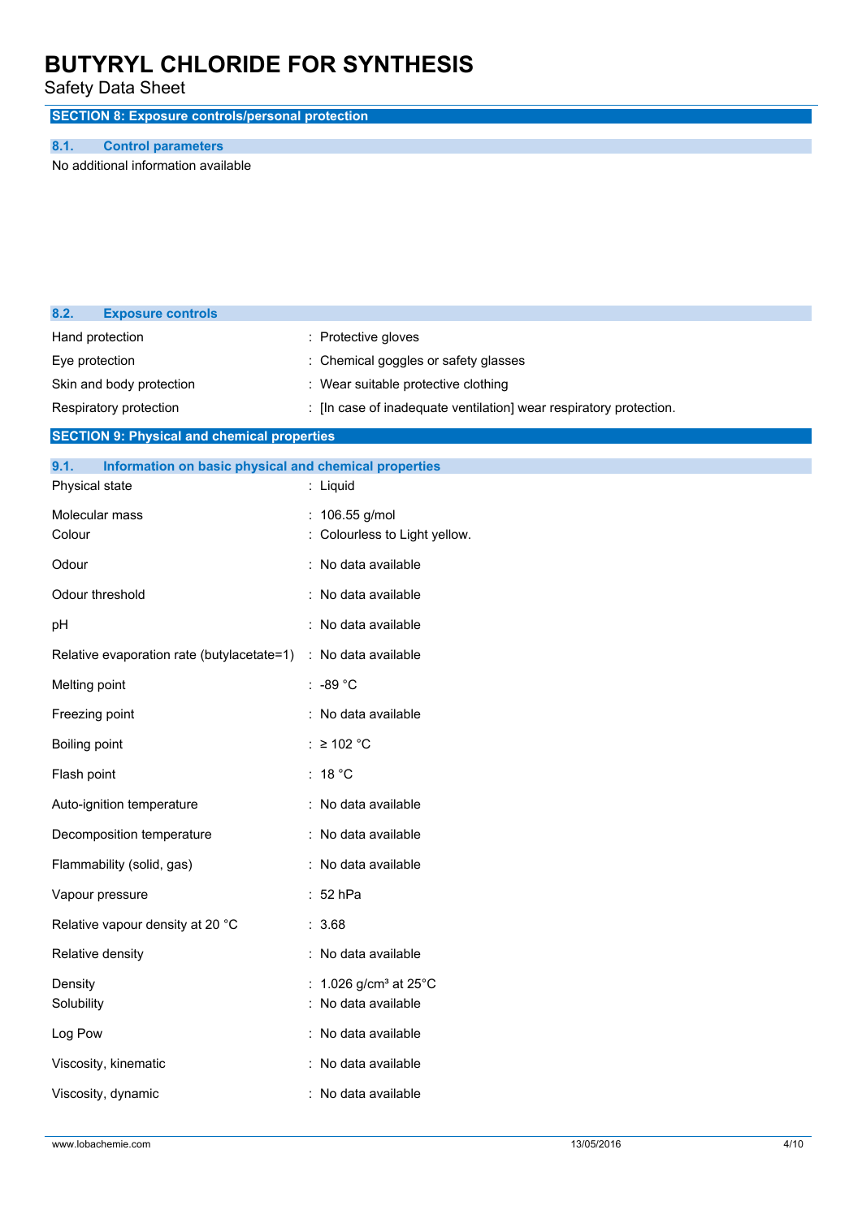## SECTION 8: Exposure controls/personal protection

### 8.1. Control parameters

No additional information available

### 8.2. Exposure controls

| | |
|---|---|
| Hand protection | : Protective gloves |
| Eye protection | : Chemical goggles or safety glasses |
| Skin and body protection | : Wear suitable protective clothing |
| Respiratory protection | : [In case of inadequate ventilation] wear respiratory protection. |

## SECTION 9: Physical and chemical properties

### 9.1. Information on basic physical and chemical properties

| | |
|---|---|
| Physical state | : Liquid |
| Molecular mass | : 106.55 g/mol |
| Colour | : Colourless to Light yellow. |
| Odour | : No data available |
| Odour threshold | : No data available |
| pH | : No data available |
| Relative evaporation rate (butylacetate=1) | : No data available |
| Melting point | : -89 °C |
| Freezing point | : No data available |
| Boiling point | : ≥ 102 °C |
| Flash point | : 18 °C |
| Auto-ignition temperature | : No data available |
| Decomposition temperature | : No data available |
| Flammability (solid, gas) | : No data available |
| Vapour pressure | : 52 hPa |
| Relative vapour density at 20 °C | : 3.68 |
| Relative density | : No data available |
| Density | : 1.026 g/cm³ at 25°C |
| Solubility | : No data available |
| Log Pow | : No data available |
| Viscosity, kinematic | : No data available |
| Viscosity, dynamic | : No data available |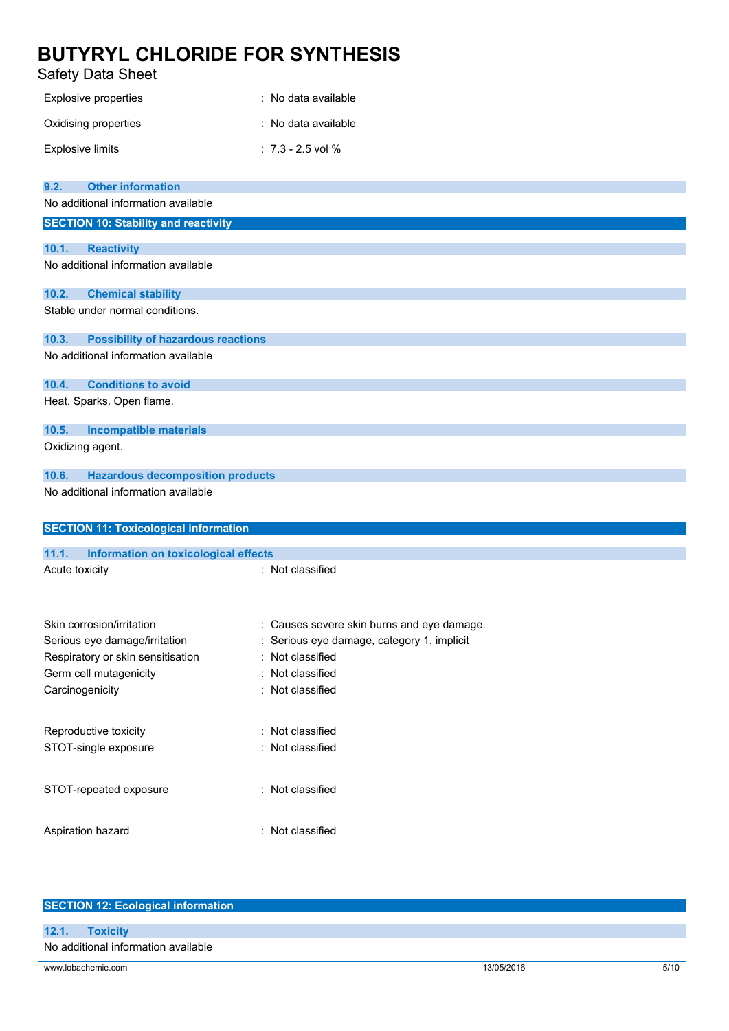| | |
|---|---|
| Explosive properties | : No data available |
| Oxidising properties | : No data available |
| Explosive limits | : 7.3 - 2.5 vol % |

### 9.2. Other information

No additional information available

## SECTION 10: Stability and reactivity

### 10.1. Reactivity

No additional information available

### 10.2. Chemical stability

Stable under normal conditions.

### 10.3. Possibility of hazardous reactions

No additional information available

### 10.4. Conditions to avoid

Heat. Sparks. Open flame.

### 10.5. Incompatible materials

Oxidizing agent.

### 10.6. Hazardous decomposition products

No additional information available

## SECTION 11: Toxicological information

### 11.1. Information on toxicological effects

| | |
|---|---|
| Acute toxicity | : Not classified |
| Skin corrosion/irritation | : Causes severe skin burns and eye damage. |
| Serious eye damage/irritation | : Serious eye damage, category 1, implicit |
| Respiratory or skin sensitisation | : Not classified |
| Germ cell mutagenicity | : Not classified |
| Carcinogenicity | : Not classified |
| Reproductive toxicity | : Not classified |
| STOT-single exposure | : Not classified |
| STOT-repeated exposure | : Not classified |
| Aspiration hazard | : Not classified |

## SECTION 12: Ecological information

### 12.1. Toxicity

No additional information available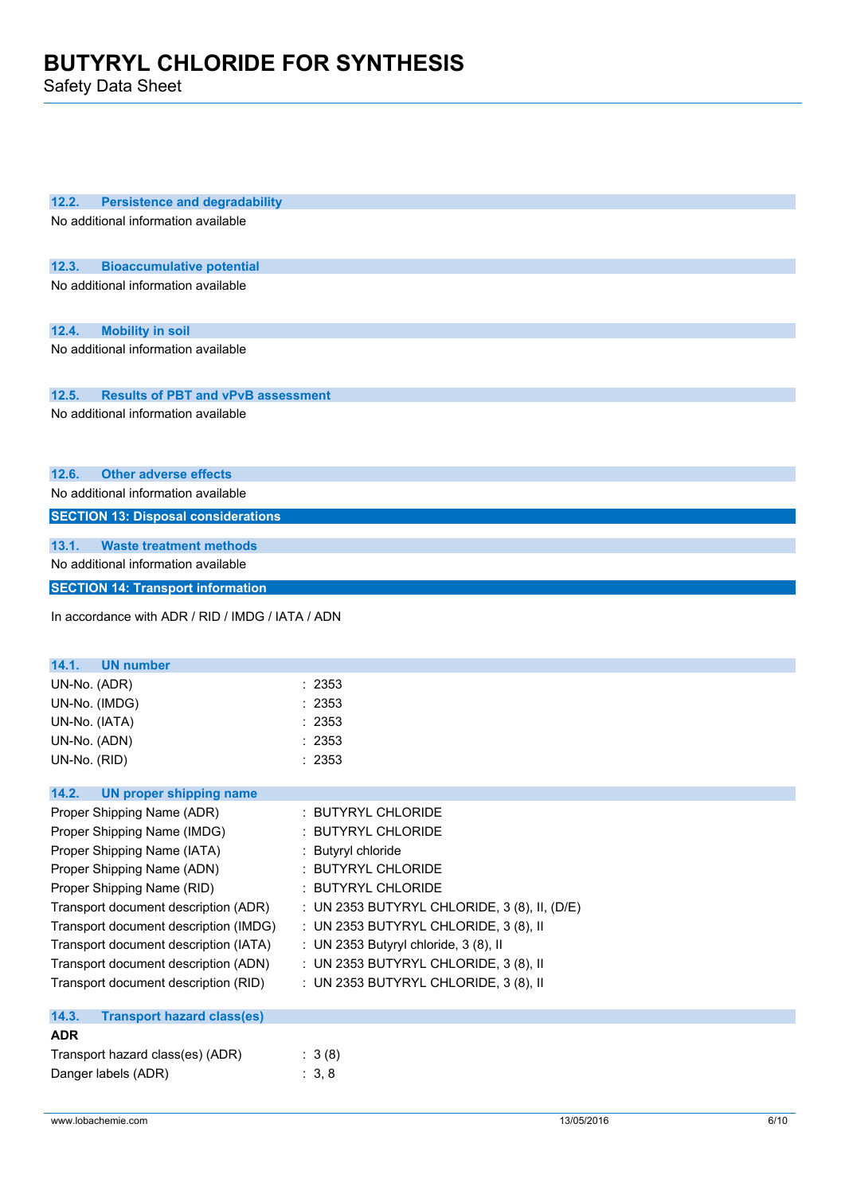### 12.2. Persistence and degradability

No additional information available

### 12.3. Bioaccumulative potential

No additional information available

### 12.4. Mobility in soil

No additional information available

### 12.5. Results of PBT and vPvB assessment

No additional information available

### 12.6. Other adverse effects

No additional information available

## SECTION 13: Disposal considerations

### 13.1. Waste treatment methods

No additional information available

## SECTION 14: Transport information

In accordance with ADR / RID / IMDG / IATA / ADN

### 14.1. UN number

UN-No. (ADR) : 2353
UN-No. (IMDG) : 2353
UN-No. (IATA) : 2353
UN-No. (ADN) : 2353
UN-No. (RID) : 2353

### 14.2. UN proper shipping name

Proper Shipping Name (ADR) : BUTYRYL CHLORIDE
Proper Shipping Name (IMDG) : BUTYRYL CHLORIDE
Proper Shipping Name (IATA) : Butyryl chloride
Proper Shipping Name (ADN) : BUTYRYL CHLORIDE
Proper Shipping Name (RID) : BUTYRYL CHLORIDE
Transport document description (ADR) : UN 2353 BUTYRYL CHLORIDE, 3 (8), II, (D/E)
Transport document description (IMDG) : UN 2353 BUTYRYL CHLORIDE, 3 (8), II
Transport document description (IATA) : UN 2353 Butyryl chloride, 3 (8), II
Transport document description (ADN) : UN 2353 BUTYRYL CHLORIDE, 3 (8), II
Transport document description (RID) : UN 2353 BUTYRYL CHLORIDE, 3 (8), II

### 14.3. Transport hazard class(es)

**ADR**

Transport hazard class(es) (ADR) : 3 (8)
Danger labels (ADR) : 3, 8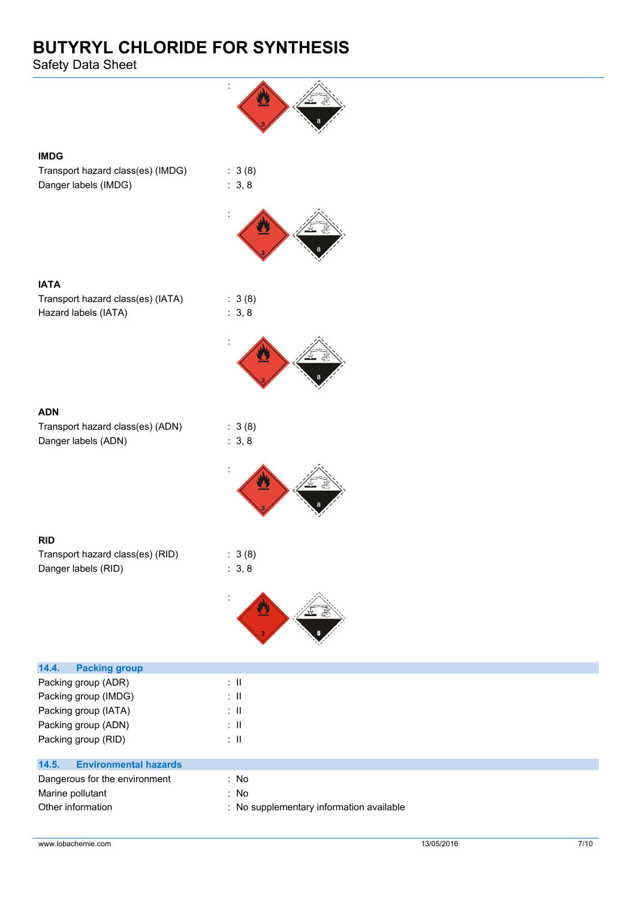:

**IMDG**

Transport hazard class(es) (IMDG) : 3 (8)

Danger labels (IMDG) : 3, 8

:

**IATA**

Transport hazard class(es) (IATA) : 3 (8)

Hazard labels (IATA) : 3, 8

:

**ADN**

Transport hazard class(es) (ADN) : 3 (8)

Danger labels (ADN) : 3, 8

:

**RID**

Transport hazard class(es) (RID) : 3 (8)

Danger labels (RID) : 3, 8

:

## 14.4. Packing group

Packing group (ADR) : II

Packing group (IMDG) : II

Packing group (IATA) : II

Packing group (ADN) : II

Packing group (RID) : II

## 14.5. Environmental hazards

Dangerous for the environment : No

Marine pollutant : No

Other information : No supplementary information available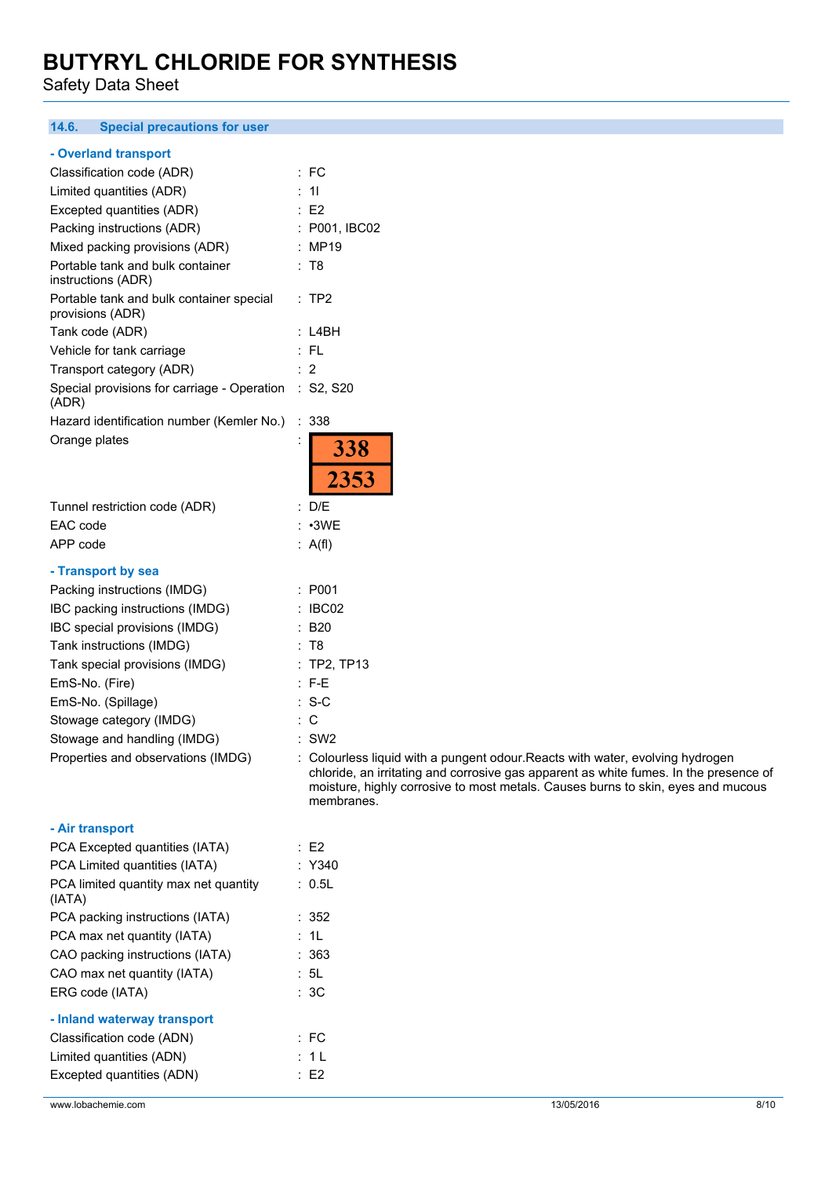### 14.6. Special precautions for user

**- Overland transport**

| | |
|---|---|
| Classification code (ADR) | : FC |
| Limited quantities (ADR) | : 1l |
| Excepted quantities (ADR) | : E2 |
| Packing instructions (ADR) | : P001, IBC02 |
| Mixed packing provisions (ADR) | : MP19 |
| Portable tank and bulk container instructions (ADR) | : T8 |
| Portable tank and bulk container special provisions (ADR) | : TP2 |
| Tank code (ADR) | : L4BH |
| Vehicle for tank carriage | : FL |
| Transport category (ADR) | : 2 |
| Special provisions for carriage - Operation (ADR) | : S2, S20 |
| Hazard identification number (Kemler No.) | : 338 |
| Orange plates | : 338 / 2353 |
| Tunnel restriction code (ADR) | : D/E |
| EAC code | : •3WE |
| APP code | : A(fl) |

**- Transport by sea**

| | |
|---|---|
| Packing instructions (IMDG) | : P001 |
| IBC packing instructions (IMDG) | : IBC02 |
| IBC special provisions (IMDG) | : B20 |
| Tank instructions (IMDG) | : T8 |
| Tank special provisions (IMDG) | : TP2, TP13 |
| EmS-No. (Fire) | : F-E |
| EmS-No. (Spillage) | : S-C |
| Stowage category (IMDG) | : C |
| Stowage and handling (IMDG) | : SW2 |
| Properties and observations (IMDG) | : Colourless liquid with a pungent odour.Reacts with water, evolving hydrogen chloride, an irritating and corrosive gas apparent as white fumes. In the presence of moisture, highly corrosive to most metals. Causes burns to skin, eyes and mucous membranes. |

**- Air transport**

| | |
|---|---|
| PCA Excepted quantities (IATA) | : E2 |
| PCA Limited quantities (IATA) | : Y340 |
| PCA limited quantity max net quantity (IATA) | : 0.5L |
| PCA packing instructions (IATA) | : 352 |
| PCA max net quantity (IATA) | : 1L |
| CAO packing instructions (IATA) | : 363 |
| CAO max net quantity (IATA) | : 5L |
| ERG code (IATA) | : 3C |

**- Inland waterway transport**

| | |
|---|---|
| Classification code (ADN) | : FC |
| Limited quantities (ADN) | : 1 L |
| Excepted quantities (ADN) | : E2 |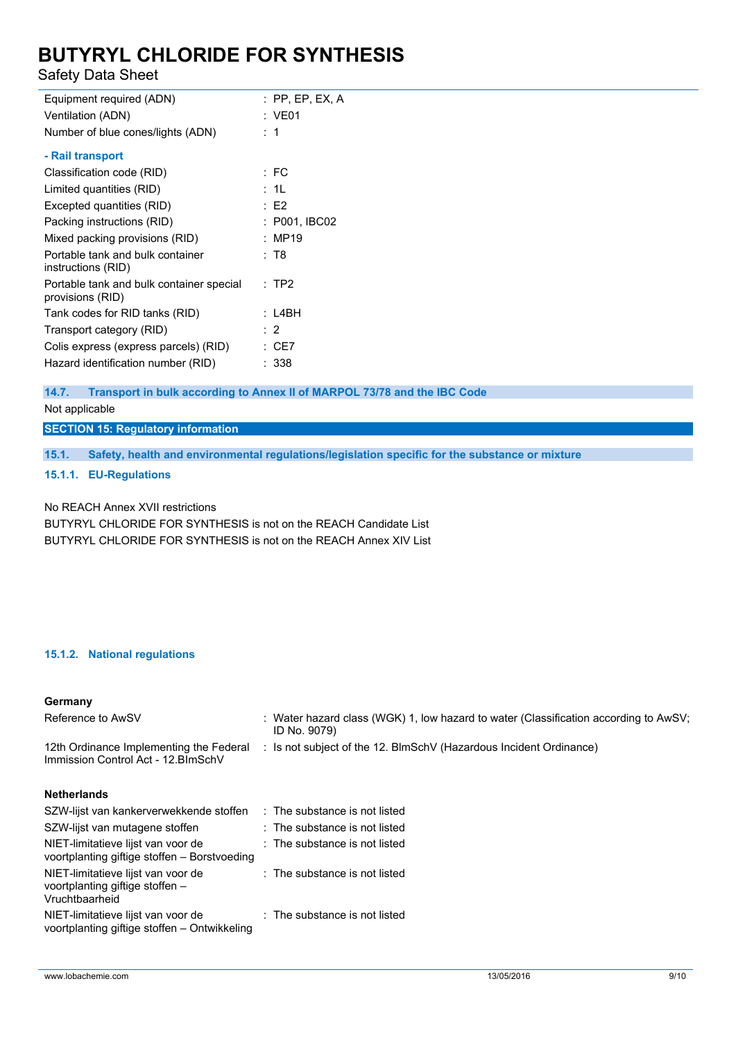| | |
|---|---|
| Equipment required (ADN) | : PP, EP, EX, A |
| Ventilation (ADN) | : VE01 |
| Number of blue cones/lights (ADN) | : 1 |

**- Rail transport**

| | |
|---|---|
| Classification code (RID) | : FC |
| Limited quantities (RID) | : 1L |
| Excepted quantities (RID) | : E2 |
| Packing instructions (RID) | : P001, IBC02 |
| Mixed packing provisions (RID) | : MP19 |
| Portable tank and bulk container instructions (RID) | : T8 |
| Portable tank and bulk container special provisions (RID) | : TP2 |
| Tank codes for RID tanks (RID) | : L4BH |
| Transport category (RID) | : 2 |
| Colis express (express parcels) (RID) | : CE7 |
| Hazard identification number (RID) | : 338 |

### 14.7. Transport in bulk according to Annex II of MARPOL 73/78 and the IBC Code

Not applicable

## SECTION 15: Regulatory information

### 15.1. Safety, health and environmental regulations/legislation specific for the substance or mixture

#### 15.1.1. EU-Regulations

No REACH Annex XVII restrictions

BUTYRYL CHLORIDE FOR SYNTHESIS is not on the REACH Candidate List

BUTYRYL CHLORIDE FOR SYNTHESIS is not on the REACH Annex XIV List

#### 15.1.2. National regulations

**Germany**

| | |
|---|---|
| Reference to AwSV | : Water hazard class (WGK) 1, low hazard to water (Classification according to AwSV; ID No. 9079) |
| 12th Ordinance Implementing the Federal Immission Control Act - 12.BImSchV | : Is not subject of the 12. BlmSchV (Hazardous Incident Ordinance) |

**Netherlands**

| | |
|---|---|
| SZW-lijst van kankerverwekkende stoffen | : The substance is not listed |
| SZW-lijst van mutagene stoffen | : The substance is not listed |
| NIET-limitatieve lijst van voor de voortplanting giftige stoffen – Borstvoeding | : The substance is not listed |
| NIET-limitatieve lijst van voor de voortplanting giftige stoffen – Vruchtbaarheid | : The substance is not listed |
| NIET-limitatieve lijst van voor de voortplanting giftige stoffen – Ontwikkeling | : The substance is not listed |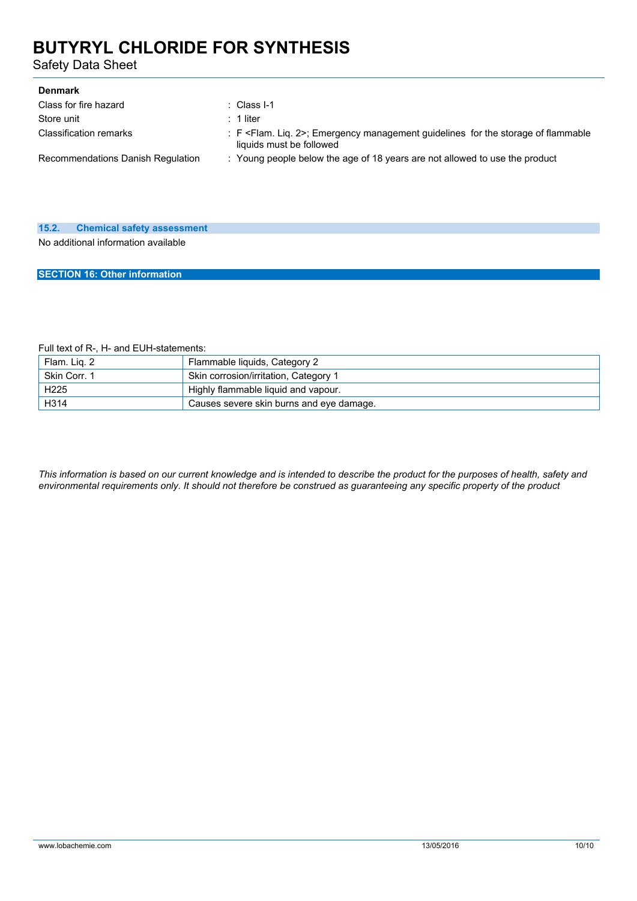**Denmark**

| | |
|---|---|
| Class for fire hazard | : Class I-1 |
| Store unit | : 1 liter |
| Classification remarks | : F <Flam. Liq. 2>; Emergency management guidelines for the storage of flammable liquids must be followed |
| Recommendations Danish Regulation | : Young people below the age of 18 years are not allowed to use the product |

### 15.2. Chemical safety assessment

No additional information available

## SECTION 16: Other information

Full text of R-, H- and EUH-statements:

| | |
|---|---|
| Flam. Liq. 2 | Flammable liquids, Category 2 |
| Skin Corr. 1 | Skin corrosion/irritation, Category 1 |
| H225 | Highly flammable liquid and vapour. |
| H314 | Causes severe skin burns and eye damage. |

*This information is based on our current knowledge and is intended to describe the product for the purposes of health, safety and environmental requirements only. It should not therefore be construed as guaranteeing any specific property of the product*